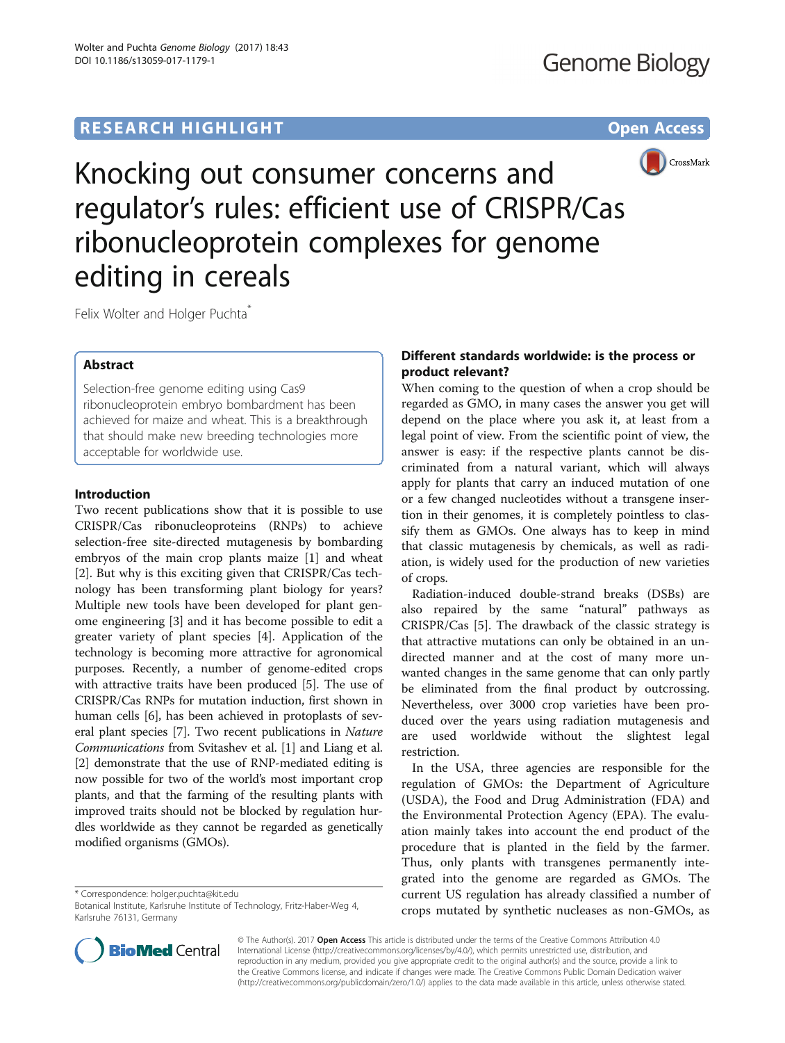RESEARCH HIGHLIGHT

Open Access

# Knocking out consumer concerns and regulator's rules: efficient use of CRISPR/Cas ribonucleoprotein complexes for genome editing in cereals

Felix Wolter and Holger Puchta*

## Abstract

Selection-free genome editing using Cas9 ribonucleoprotein embryo bombardment has been achieved for maize and wheat. This is a breakthrough that should make new breeding technologies more acceptable for worldwide use.

## Introduction

Two recent publications show that it is possible to use CRISPR/Cas ribonucleoproteins (RNPs) to achieve selection-free site-directed mutagenesis by bombarding embryos of the main crop plants maize [1] and wheat [2]. But why is this exciting given that CRISPR/Cas technology has been transforming plant biology for years? Multiple new tools have been developed for plant genome engineering [3] and it has become possible to edit a greater variety of plant species [4]. Application of the technology is becoming more attractive for agronomical purposes. Recently, a number of genome-edited crops with attractive traits have been produced [5]. The use of CRISPR/Cas RNPs for mutation induction, first shown in human cells [6], has been achieved in protoplasts of several plant species [7]. Two recent publications in *Nature Communications* from Svitashev et al. [1] and Liang et al. [2] demonstrate that the use of RNP-mediated editing is now possible for two of the world's most important crop plants, and that the farming of the resulting plants with improved traits should not be blocked by regulation hurdles worldwide as they cannot be regarded as genetically modified organisms (GMOs).

\* Correspondence: holger.puchta@kit.edu
Botanical Institute, Karlsruhe Institute of Technology, Fritz-Haber-Weg 4, Karlsruhe 76131, Germany

## Different standards worldwide: is the process or product relevant?

When coming to the question of when a crop should be regarded as GMO, in many cases the answer you get will depend on the place where you ask it, at least from a legal point of view. From the scientific point of view, the answer is easy: if the respective plants cannot be discriminated from a natural variant, which will always apply for plants that carry an induced mutation of one or a few changed nucleotides without a transgene insertion in their genomes, it is completely pointless to classify them as GMOs. One always has to keep in mind that classic mutagenesis by chemicals, as well as radiation, is widely used for the production of new varieties of crops.

Radiation-induced double-strand breaks (DSBs) are also repaired by the same "natural" pathways as CRISPR/Cas [5]. The drawback of the classic strategy is that attractive mutations can only be obtained in an undirected manner and at the cost of many more unwanted changes in the same genome that can only partly be eliminated from the final product by outcrossing. Nevertheless, over 3000 crop varieties have been produced over the years using radiation mutagenesis and are used worldwide without the slightest legal restriction.

In the USA, three agencies are responsible for the regulation of GMOs: the Department of Agriculture (USDA), the Food and Drug Administration (FDA) and the Environmental Protection Agency (EPA). The evaluation mainly takes into account the end product of the procedure that is planted in the field by the farmer. Thus, only plants with transgenes permanently integrated into the genome are regarded as GMOs. The current US regulation has already classified a number of crops mutated by synthetic nucleases as non-GMOs, as

© The Author(s). 2017 **Open Access** This article is distributed under the terms of the Creative Commons Attribution 4.0 International License (http://creativecommons.org/licenses/by/4.0/), which permits unrestricted use, distribution, and reproduction in any medium, provided you give appropriate credit to the original author(s) and the source, provide a link to the Creative Commons license, and indicate if changes were made. The Creative Commons Public Domain Dedication waiver (http://creativecommons.org/publicdomain/zero/1.0/) applies to the data made available in this article, unless otherwise stated.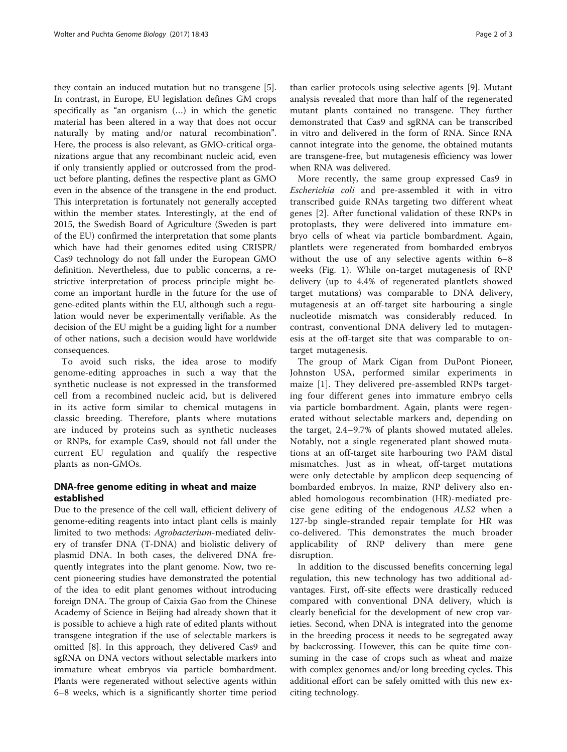they contain an induced mutation but no transgene [5]. In contrast, in Europe, EU legislation defines GM crops specifically as "an organism (…) in which the genetic material has been altered in a way that does not occur naturally by mating and/or natural recombination". Here, the process is also relevant, as GMO-critical organizations argue that any recombinant nucleic acid, even if only transiently applied or outcrossed from the product before planting, defines the respective plant as GMO even in the absence of the transgene in the end product. This interpretation is fortunately not generally accepted within the member states. Interestingly, at the end of 2015, the Swedish Board of Agriculture (Sweden is part of the EU) confirmed the interpretation that some plants which have had their genomes edited using CRISPR/Cas9 technology do not fall under the European GMO definition. Nevertheless, due to public concerns, a restrictive interpretation of process principle might become an important hurdle in the future for the use of gene-edited plants within the EU, although such a regulation would never be experimentally verifiable. As the decision of the EU might be a guiding light for a number of other nations, such a decision would have worldwide consequences.

To avoid such risks, the idea arose to modify genome-editing approaches in such a way that the synthetic nuclease is not expressed in the transformed cell from a recombined nucleic acid, but is delivered in its active form similar to chemical mutagens in classic breeding. Therefore, plants where mutations are induced by proteins such as synthetic nucleases or RNPs, for example Cas9, should not fall under the current EU regulation and qualify the respective plants as non-GMOs.

## DNA-free genome editing in wheat and maize established

Due to the presence of the cell wall, efficient delivery of genome-editing reagents into intact plant cells is mainly limited to two methods: *Agrobacterium*-mediated delivery of transfer DNA (T-DNA) and biolistic delivery of plasmid DNA. In both cases, the delivered DNA frequently integrates into the plant genome. Now, two recent pioneering studies have demonstrated the potential of the idea to edit plant genomes without introducing foreign DNA. The group of Caixia Gao from the Chinese Academy of Science in Beijing had already shown that it is possible to achieve a high rate of edited plants without transgene integration if the use of selectable markers is omitted [8]. In this approach, they delivered Cas9 and sgRNA on DNA vectors without selectable markers into immature wheat embryos via particle bombardment. Plants were regenerated without selective agents within 6–8 weeks, which is a significantly shorter time period than earlier protocols using selective agents [9]. Mutant analysis revealed that more than half of the regenerated mutant plants contained no transgene. They further demonstrated that Cas9 and sgRNA can be transcribed in vitro and delivered in the form of RNA. Since RNA cannot integrate into the genome, the obtained mutants are transgene-free, but mutagenesis efficiency was lower when RNA was delivered.

More recently, the same group expressed Cas9 in *Escherichia coli* and pre-assembled it with in vitro transcribed guide RNAs targeting two different wheat genes [2]. After functional validation of these RNPs in protoplasts, they were delivered into immature embryo cells of wheat via particle bombardment. Again, plantlets were regenerated from bombarded embryos without the use of any selective agents within 6–8 weeks (Fig. 1). While on-target mutagenesis of RNP delivery (up to 4.4% of regenerated plantlets showed target mutations) was comparable to DNA delivery, mutagenesis at an off-target site harbouring a single nucleotide mismatch was considerably reduced. In contrast, conventional DNA delivery led to mutagenesis at the off-target site that was comparable to on-target mutagenesis.

The group of Mark Cigan from DuPont Pioneer, Johnston USA, performed similar experiments in maize [1]. They delivered pre-assembled RNPs targeting four different genes into immature embryo cells via particle bombardment. Again, plants were regenerated without selectable markers and, depending on the target, 2.4–9.7% of plants showed mutated alleles. Notably, not a single regenerated plant showed mutations at an off-target site harbouring two PAM distal mismatches. Just as in wheat, off-target mutations were only detectable by amplicon deep sequencing of bombarded embryos. In maize, RNP delivery also enabled homologous recombination (HR)-mediated precise gene editing of the endogenous *ALS2* when a 127-bp single-stranded repair template for HR was co-delivered. This demonstrates the much broader applicability of RNP delivery than mere gene disruption.

In addition to the discussed benefits concerning legal regulation, this new technology has two additional advantages. First, off-site effects were drastically reduced compared with conventional DNA delivery, which is clearly beneficial for the development of new crop varieties. Second, when DNA is integrated into the genome in the breeding process it needs to be segregated away by backcrossing. However, this can be quite time consuming in the case of crops such as wheat and maize with complex genomes and/or long breeding cycles. This additional effort can be safely omitted with this new exciting technology.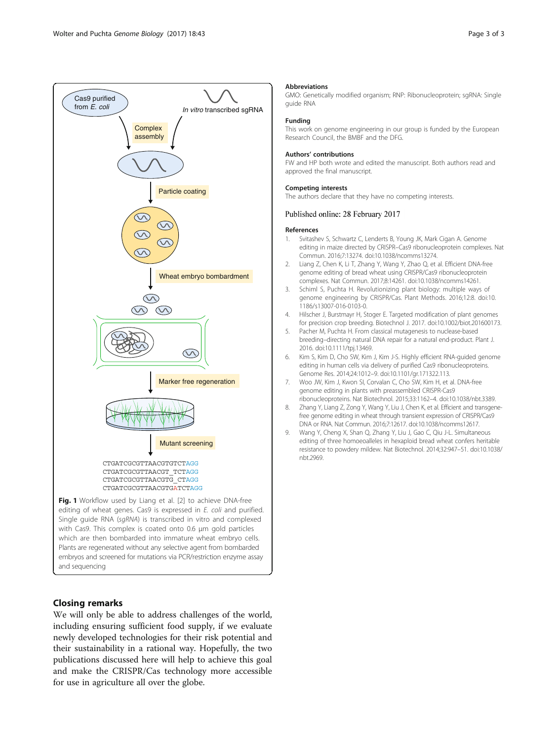Cas9 purified from *E. coli*

*In vitro* transcribed sgRNA

Complex assembly

Particle coating

Wheat embryo bombardment

Marker free regeneration

Mutant screening

CTGATCGCGTTAACGTGTCTAGG
CTGATCGCGTTAACGT_TCTAGG
CTGATCGCGTTAACGTG_CTAGG
CTGATCGCGTTAACGTGATCTAGG

**Fig. 1** Workflow used by Liang et al. [2] to achieve DNA-free editing of wheat genes. Cas9 is expressed in *E. coli* and purified. Single guide RNA (*sgRNA*) is transcribed in vitro and complexed with Cas9. This complex is coated onto 0.6 μm gold particles which are then bombarded into immature wheat embryo cells. Plants are regenerated without any selective agent from bombarded embryos and screened for mutations via PCR/restriction enzyme assay and sequencing

## Closing remarks

We will only be able to address challenges of the world, including ensuring sufficient food supply, if we evaluate newly developed technologies for their risk potential and their sustainability in a rational way. Hopefully, the two publications discussed here will help to achieve this goal and make the CRISPR/Cas technology more accessible for use in agriculture all over the globe.

### Abbreviations

GMO: Genetically modified organism; RNP: Ribonucleoprotein; sgRNA: Single guide RNA

### Funding

This work on genome engineering in our group is funded by the European Research Council, the BMBF and the DFG.

### Authors' contributions

FW and HP both wrote and edited the manuscript. Both authors read and approved the final manuscript.

### Competing interests

The authors declare that they have no competing interests.

Published online: 28 February 2017

### References

1. Svitashev S, Schwartz C, Lenderts B, Young JK, Mark Cigan A. Genome editing in maize directed by CRISPR–Cas9 ribonucleoprotein complexes. Nat Commun. 2016;7:13274. doi:10.1038/ncomms13274.
2. Liang Z, Chen K, Li T, Zhang Y, Wang Y, Zhao Q, et al. Efficient DNA-free genome editing of bread wheat using CRISPR/Cas9 ribonucleoprotein complexes. Nat Commun. 2017;8:14261. doi:10.1038/ncomms14261.
3. Schiml S, Puchta H. Revolutionizing plant biology: multiple ways of genome engineering by CRISPR/Cas. Plant Methods. 2016;12:8. doi:10.1186/s13007-016-0103-0.
4. Hilscher J, Burstmayr H, Stoger E. Targeted modification of plant genomes for precision crop breeding. Biotechnol J. 2017. doi:10.1002/biot.201600173.
5. Pacher M, Puchta H. From classical mutagenesis to nuclease-based breeding–directing natural DNA repair for a natural end-product. Plant J. 2016. doi:10.1111/tpj.13469.
6. Kim S, Kim D, Cho SW, Kim J, Kim J-S. Highly efficient RNA-guided genome editing in human cells via delivery of purified Cas9 ribonucleoproteins. Genome Res. 2014;24:1012–9. doi:10.1101/gr.171322.113.
7. Woo JW, Kim J, Kwon SI, Corvalan C, Cho SW, Kim H, et al. DNA-free genome editing in plants with preassembled CRISPR-Cas9 ribonucleoproteins. Nat Biotechnol. 2015;33:1162–4. doi:10.1038/nbt.3389.
8. Zhang Y, Liang Z, Zong Y, Wang Y, Liu J, Chen K, et al. Efficient and transgene-free genome editing in wheat through transient expression of CRISPR/Cas9 DNA or RNA. Nat Commun. 2016;7:12617. doi:10.1038/ncomms12617.
9. Wang Y, Cheng X, Shan Q, Zhang Y, Liu J, Gao C, Qiu J-L. Simultaneous editing of three homoeoalleles in hexaploid bread wheat confers heritable resistance to powdery mildew. Nat Biotechnol. 2014;32:947–51. doi:10.1038/nbt.2969.